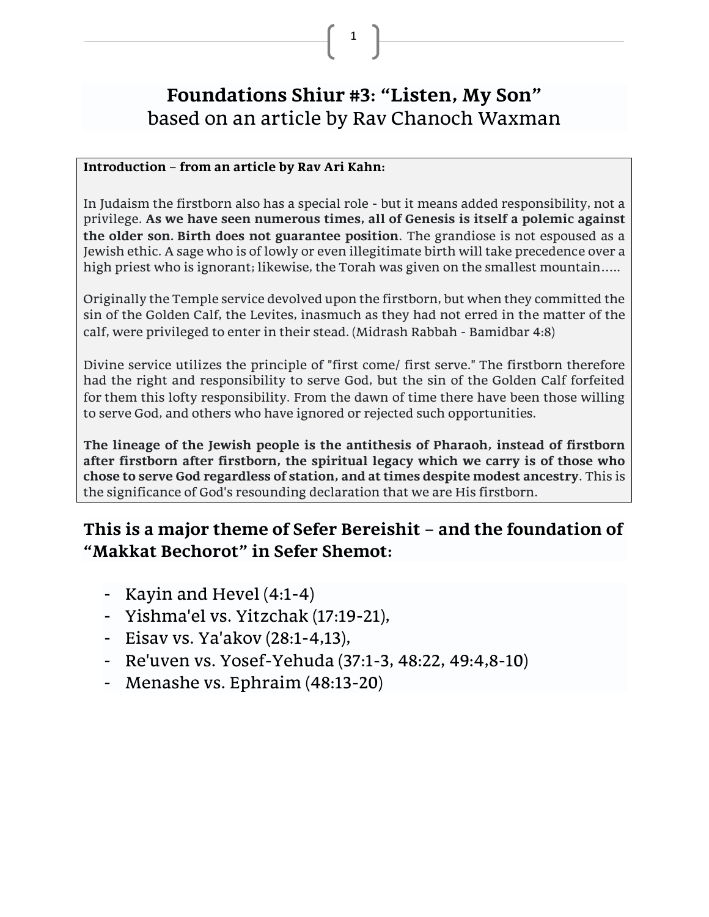# Foundations Shiur #3: "Listen, My Son"

based on an article by Rav Chanoch Waxman

**Introduction – from an article by Rav Ari Kahn:**

In Judaism the firstborn also has a special role - but it means added responsibility, not a privilege. **As we have seen numerous times, all of Genesis is itself a polemic against the older son. Birth does not guarantee position**. The grandiose is not espoused as a Jewish ethic. A sage who is of lowly or even illegitimate birth will take precedence over a high priest who is ignorant; likewise, the Torah was given on the smallest mountain…..

Originally the Temple service devolved upon the firstborn, but when they committed the sin of the Golden Calf, the Levites, inasmuch as they had not erred in the matter of the calf, were privileged to enter in their stead. (Midrash Rabbah - Bamidbar 4:8)

Divine service utilizes the principle of "first come/ first serve." The firstborn therefore had the right and responsibility to serve God, but the sin of the Golden Calf forfeited for them this lofty responsibility. From the dawn of time there have been those willing to serve God, and others who have ignored or rejected such opportunities.

**The lineage of the Jewish people is the antithesis of Pharaoh, instead of firstborn after firstborn after firstborn, the spiritual legacy which we carry is of those who chose to serve God regardless of station, and at times despite modest ancestry**. This is the significance of God's resounding declaration that we are His firstborn.

## This is a major theme of Sefer Bereishit – and the foundation of "Makkat Bechorot" in Sefer Shemot:

- Kayin and Hevel (4:1-4)
- Yishma'el vs. Yitzchak (17:19-21),
- Eisav vs. Ya'akov (28:1-4,13),
- Re'uven vs. Yosef-Yehuda (37:1-3, 48:22, 49:4,8-10)
- Menashe vs. Ephraim (48:13-20)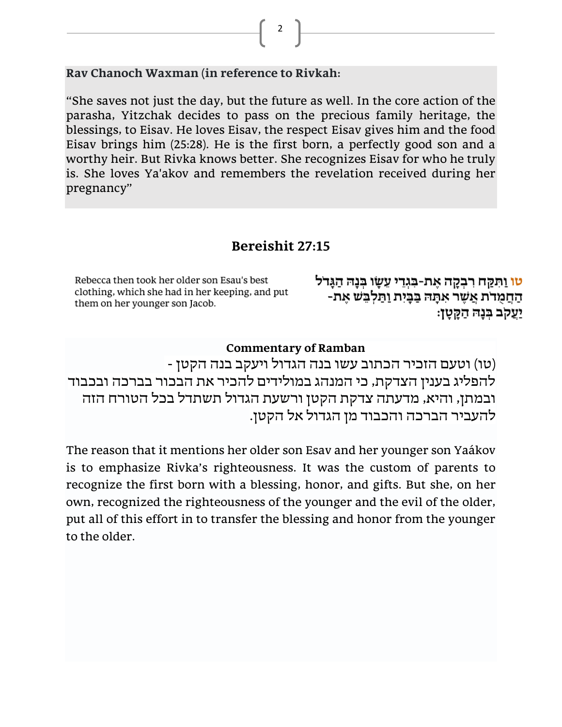**Rav Chanoch Waxman (in reference to Rivkah:**

"She saves not just the day, but the future as well. In the core action of the parasha, Yitzchak decides to pass on the precious family heritage, the blessings, to Eisav. He loves Eisav, the respect Eisav gives him and the food Eisav brings him (25:28). He is the first born, a perfectly good son and a worthy heir. But Rivka knows better. She recognizes Eisav for who he truly is. She loves Ya'akov and remembers the revelation received during her pregnancy"

## Bereishit 27:15

Rebecca then took her older son Esau's best clothing, which she had in her keeping, and put them on her younger son Jacob.

**טו** וַתִּקַּח רִבְקָה אֶת-בִּגְדֵי עֵשָׂו בְּנָהּ הַגָּדֹל הַחֲמֻדֹת אֲשֶׁר אִתָּהּ בַּבָּיִת וַתַּלְבֵּשׁ אֶת-יַעֲקֹב בְּנָהּ הַקָּטָן:

**Commentary of Ramban**

(טו) וטעם הזכיר הכתוב עשו בנה הגדול ויעקב בנה הקטן - להפליג בענין הצדקת, כי המנהג במולידים להכיר את הבכור בברכה ובכבוד ובמתן, והיא, מדעתה צדקת הקטן ורשעת הגדול תשתדל בכל הטורח הזה להעביר הברכה והכבוד מן הגדול אל הקטן.

The reason that it mentions her older son Esav and her younger son Yaákov is to emphasize Rivka's righteousness. It was the custom of parents to recognize the first born with a blessing, honor, and gifts. But she, on her own, recognized the righteousness of the younger and the evil of the older, put all of this effort in to transfer the blessing and honor from the younger to the older.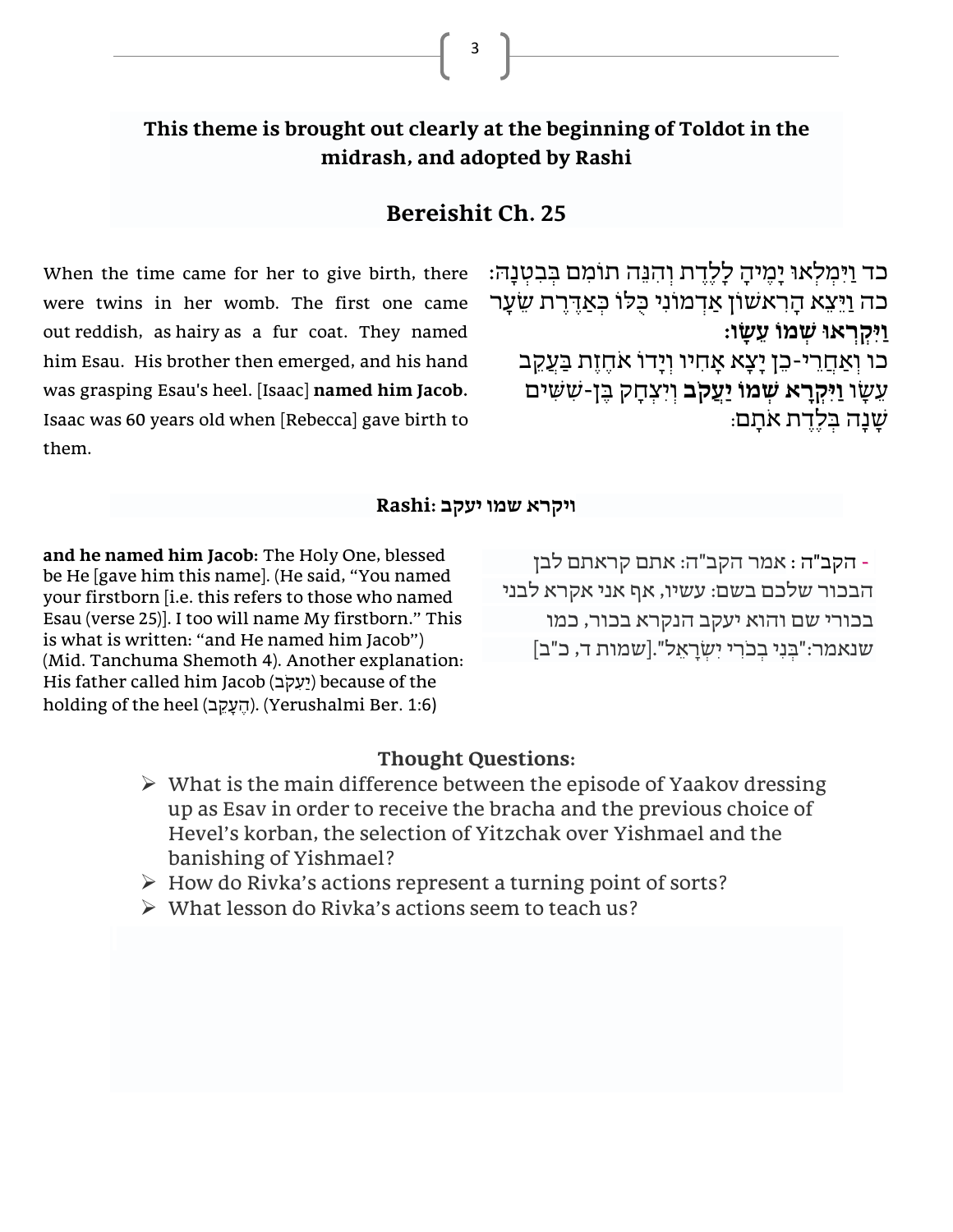**This theme is brought out clearly at the beginning of Toldot in the midrash, and adopted by Rashi**

## Bereishit Ch. 25

כד וַיִּמְלְאוּ יָמֶיהָ לָלֶדֶת וְהִנֵּה תוֹמִם בְּבִטְנָהּ:
כה וַיֵּצֵא הָרִאשׁוֹן אַדְמוֹנִי כֻּלּוֹ כְּאַדֶּרֶת שֵׂעָר **וַיִּקְרְאוּ שְׁמוֹ עֵשָׂו:**
כו וְאַחֲרֵי-כֵן יָצָא אָחִיו וְיָדוֹ אֹחֶזֶת בַּעֲקֵב עֵשָׂו **וַיִּקְרָא שְׁמוֹ יַעֲקֹב** וְיִצְחָק בֶּן-שִׁשִּׁים שָׁנָה בְּלֶדֶת אֹתָם:

When the time came for her to give birth, there were twins in her womb. The first one came out reddish, as hairy as a fur coat. They named him Esau. His brother then emerged, and his hand was grasping Esau's heel. [Isaac] **named him Jacob.** Isaac was 60 years old when [Rebecca] gave birth to them.

### Rashi: ויקרא שמו יעקב

- הקב"ה : אמר הקב"ה: אתם קראתם לבן הבכור שלכם בשם: עשיו, אף אני אקרא לבני בכורי שם והוא יעקב הנקרא בכור, כמו שנאמר:"בְּנִי בְכֹרִי יִשְׂרָאֵל".[שמות ד, כ"ב]

**and he named him Jacob:** The Holy One, blessed be He [gave him this name]. (He said, "You named your firstborn [i.e. this refers to those who named Esau (verse 25)]. I too will name My firstborn." This is what is written: "and He named him Jacob") (Mid. Tanchuma Shemoth 4). Another explanation: His father called him Jacob (יַעֲקֹב) because of the holding of the heel (הֶעָקֵב). (Yerushalmi Ber. 1:6)

### Thought Questions:

- What is the main difference between the episode of Yaakov dressing up as Esav in order to receive the bracha and the previous choice of Hevel's korban, the selection of Yitzchak over Yishmael and the banishing of Yishmael?
- How do Rivka's actions represent a turning point of sorts?
- What lesson do Rivka's actions seem to teach us?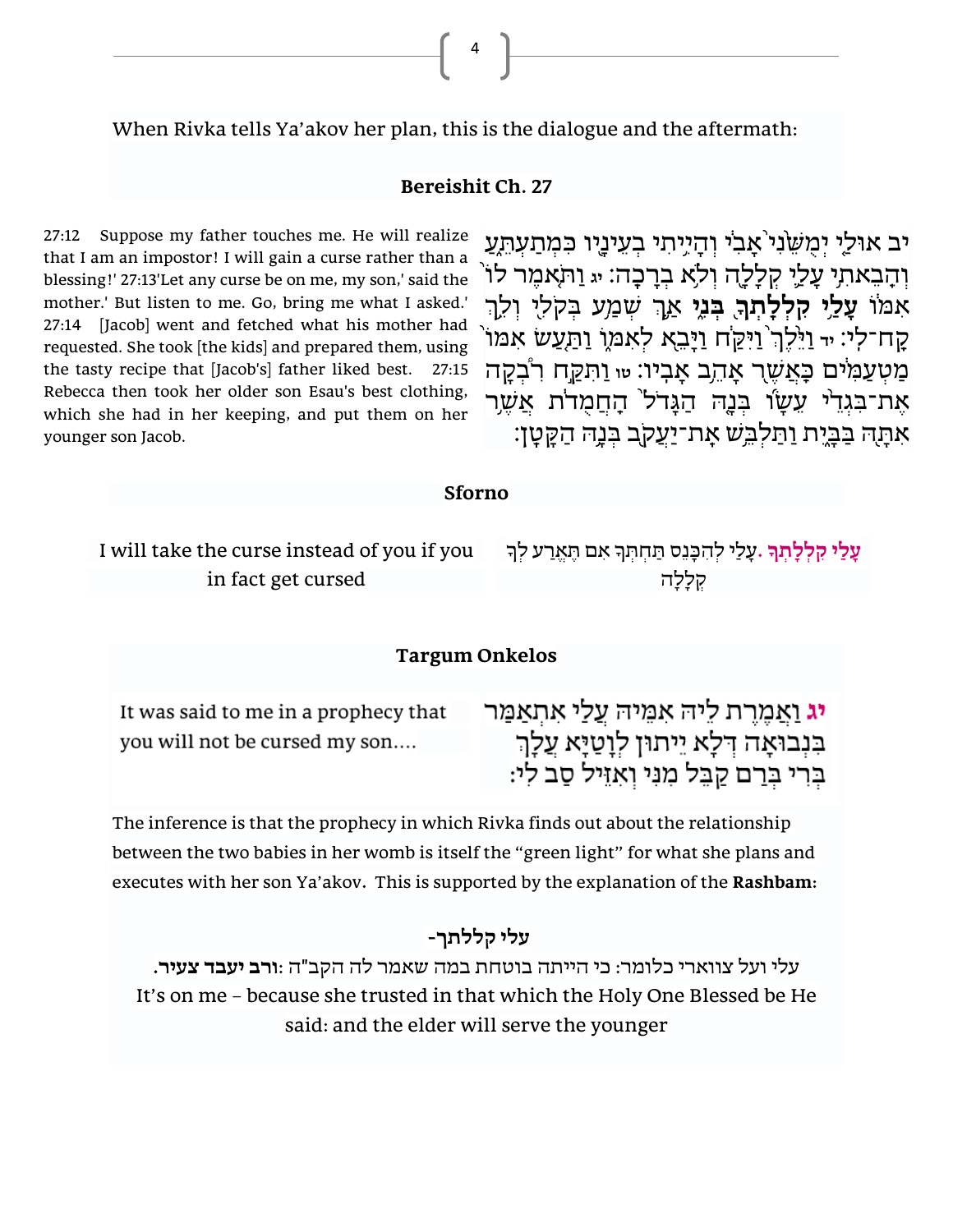When Rivka tells Ya'akov her plan, this is the dialogue and the aftermath:

## Bereishit Ch. 27

27:12 Suppose my father touches me. He will realize that I am an impostor! I will gain a curse rather than a blessing!' 27:13'Let any curse be on me, my son,' said the mother.' But listen to me. Go, bring me what I asked.' 27:14 [Jacob] went and fetched what his mother had requested. She took [the kids] and prepared them, using the tasty recipe that [Jacob's] father liked best. 27:15 Rebecca then took her older son Esau's best clothing, which she had in her keeping, and put them on her younger son Jacob.

יב אוּלַי יְמֻשֵּׁנִי אָבִי וְהָיִיתִי בְעֵינָיו כִּמְתַעְתֵּעַ וְהֵבֵאתִי עָלַי קְלָלָה וְלֹא בְרָכָה: יג וַתֹּאמֶר לוֹ אִמּוֹ **עָלַי קִלְלָתְךָ בְּנִי** אַךְ שְׁמַע בְּקֹלִי וְלֵךְ קַח־לִי: יד וַיֵּלֶךְ וַיִּקַּח וַיָּבֵא לְאִמּוֹ וַתַּעַשׂ אִמּוֹ מַטְעַמִּים כַּאֲשֶׁר אָהֵב אָבִיו: טו וַתִּקַּח רִבְקָה אֶת־בִּגְדֵי עֵשָׂו בְּנָהּ הַגָּדֹל הַחֲמֻדֹת אֲשֶׁר אִתָּהּ בַּבָּיִת וַתַּלְבֵּשׁ אֶת־יַעֲקֹב בְּנָהּ הַקָּטָן:

## Sforno

I will take the curse instead of you if you in fact get cursed

**עָלַי קִלְלָתְךָ.** עָלַי לְהִכָּנֵס תַּחְתֶּיךָ אִם תֶּאֱרַע לְךָ קְלָלָה

## Targum Onkelos

It was said to me in a prophecy that you will not be cursed my son....

**יג** וַאֲמֶרֶת לֵיהּ אִמֵּיהּ עֲלַי אִתְאֲמַר בִּנְבוּאָה דְּלָא יֵיתוּן לְוָטַיָּא עֲלָךְ בְּרִי בְּרַם קַבֵּל מִנִּי וְאִזֵּיל סַב לִי:

The inference is that the prophecy in which Rivka finds out about the relationship between the two babies in her womb is itself the "green light" for what she plans and executes with her son Ya'akov. This is supported by the explanation of the **Rashbam:**

**עלי קללתך-**

עלי ועל צווארי כלומר: כי הייתה בוטחת במה שאמר לה הקב"ה :**ורב יעבד צעיר.**

It's on me – because she trusted in that which the Holy One Blessed be He said: and the elder will serve the younger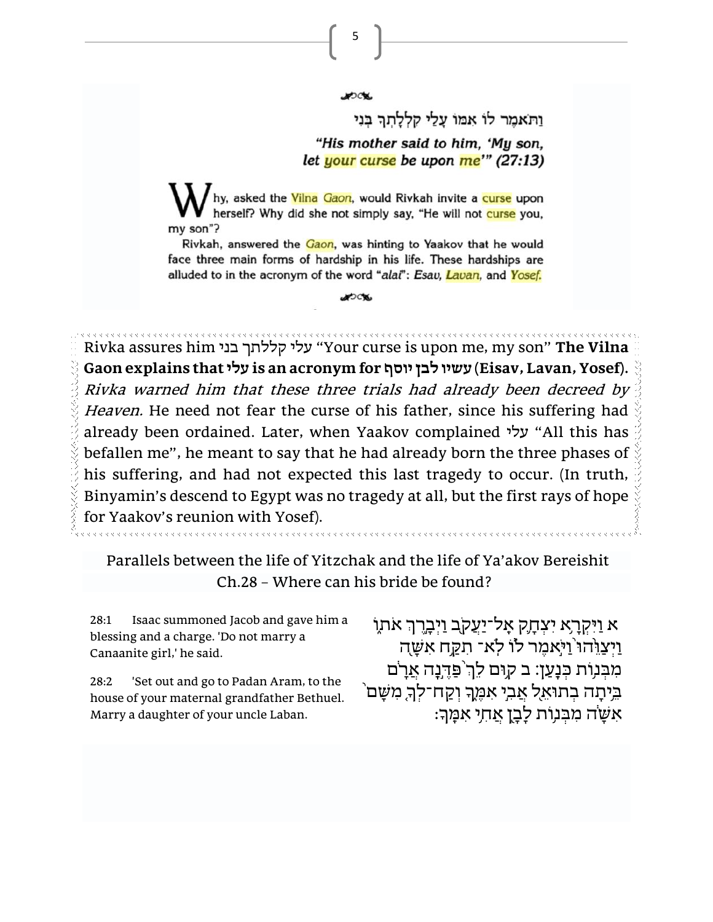וַתֹּאמֶר לוֹ אִמּוֹ עָלַי קִלְלָתְךָ בְּנִי

*"His mother said to him, 'My son, let your curse be upon me'" (27:13)*

Why, asked the Vilna *Gaon*, would Rivkah invite a curse upon herself? Why did she not simply say, "He will not curse you, my son"?

Rivkah, answered the *Gaon*, was hinting to Yaakov that he would face three main forms of hardship in his life. These hardships are alluded to in the acronym of the word "*alai*": *Esav, Lavan*, and *Yosef.*

Rivka assures him עלי קללתך בני "Your curse is upon me, my son" **The Vilna Gaon explains that עלי is an acronym for עשיו לבן יוסף (Eisav, Lavan, Yosef).** *Rivka warned him that these three trials had already been decreed by Heaven.* He need not fear the curse of his father, since his suffering had already been ordained. Later, when Yaakov complained עלי "All this has befallen me", he meant to say that he had already born the three phases of his suffering, and had not expected this last tragedy to occur. (In truth, Binyamin's descend to Egypt was no tragedy at all, but the first rays of hope for Yaakov's reunion with Yosef).

## Parallels between the life of Yitzchak and the life of Ya'akov Bereishit Ch.28 – Where can his bride be found?

28:1 Isaac summoned Jacob and gave him a blessing and a charge. 'Do not marry a Canaanite girl,' he said.

28:2 'Set out and go to Padan Aram, to the house of your maternal grandfather Bethuel. Marry a daughter of your uncle Laban.

א וַיִּקְרָא יִצְחָק אֶל־יַעֲקֹב וַיְבָרֶךְ אֹתוֹ וַיְצַוֵּהוּ וַיֹּאמֶר לוֹ לֹא־ תִקַּח אִשָּׁה מִבְּנוֹת כְּנָעַן: ב קוּם לֵךְ פַּדֶּנָה אֲרָם בֵּיתָה בְתוּאֵל אֲבִי אִמֶּךָ וְקַח־לְךָ מִשָּׁם אִשָּׁה מִבְּנוֹת לָבָן אֲחִי אִמֶּךָ: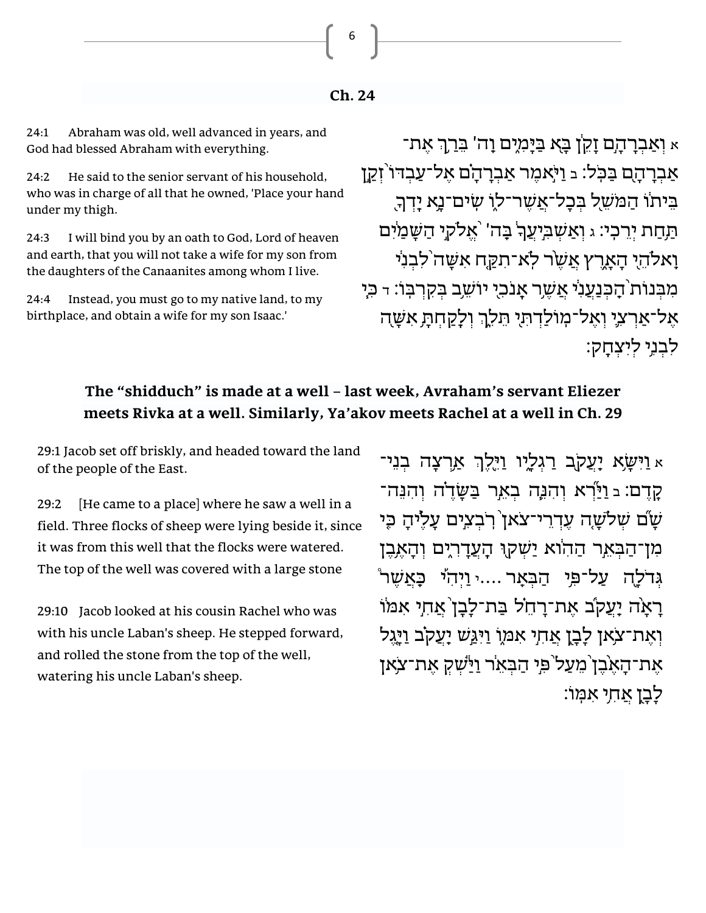## Ch. 24

24:1 Abraham was old, well advanced in years, and God had blessed Abraham with everything.

24:2 He said to the senior servant of his household, who was in charge of all that he owned, 'Place your hand under my thigh.

24:3 I will bind you by an oath to God, Lord of heaven and earth, that you will not take a wife for my son from the daughters of the Canaanites among whom I live.

24:4 Instead, you must go to my native land, to my birthplace, and obtain a wife for my son Isaac.'

א וְאַבְרָהָם זָקֵן בָּא בַּיָּמִים וַה' בֵּרַךְ אֶת־אַבְרָהָם בַּכֹּל׃ ב וַיֹּאמֶר אַבְרָהָם אֶל־עַבְדּוֹ זְקַן בֵּיתוֹ הַמֹּשֵׁל בְּכָל־אֲשֶׁר־לוֹ שִׂים־נָא יָדְךָ תַּחַת יְרֵכִי׃ ג וְאַשְׁבִּיעֲךָ בַּה' אֱלֹקֵי הַשָּׁמַיִם וֵאלֹהֵי הָאָרֶץ אֲשֶׁר לֹא־תִקַּח אִשָּׁה לִבְנִי מִבְּנוֹת הַכְּנַעֲנִי אֲשֶׁר אָנֹכִי יוֹשֵׁב בְּקִרְבּוֹ׃ ד כִּי אֶל־אַרְצִי וְאֶל־מוֹלַדְתִּי תֵּלֵךְ וְלָקַחְתָּ אִשָּׁה לִבְנִי לְיִצְחָק׃

**The "shidduch" is made at a well – last week, Avraham's servant Eliezer meets Rivka at a well. Similarly, Ya'akov meets Rachel at a well in Ch. 29**

29:1 Jacob set off briskly, and headed toward the land of the people of the East.

29:2 [He came to a place] where he saw a well in a field. Three flocks of sheep were lying beside it, since it was from this well that the flocks were watered. The top of the well was covered with a large stone

29:10 Jacob looked at his cousin Rachel who was with his uncle Laban's sheep. He stepped forward, and rolled the stone from the top of the well, watering his uncle Laban's sheep.

א וַיִּשָּׂא יַעֲקֹב רַגְלָיו וַיֵּלֶךְ אַרְצָה בְנֵי־קֶדֶם׃ ב וַיַּרְא וְהִנֵּה בְאֵר בַּשָּׂדֶה וְהִנֵּה־שָׁם שְׁלֹשָׁה עֶדְרֵי־צֹאן רֹבְצִים עָלֶיהָ כִּי מִן־הַבְּאֵר הַהִוא יַשְׁקוּ הָעֲדָרִים וְהָאֶבֶן גְּדֹלָה עַל־פִּי הַבְּאֵר ....י וַיְהִי כַּאֲשֶׁר רָאָה יַעֲקֹב אֶת־רָחֵל בַּת־לָבָן אֲחִי אִמּוֹ וְאֶת־צֹאן לָבָן אֲחִי אִמּוֹ וַיִּגַּשׁ יַעֲקֹב וַיָּגֶל אֶת־הָאֶבֶן מֵעַל פִּי הַבְּאֵר וַיַּשְׁקְ אֶת־צֹאן לָבָן אֲחִי אִמּוֹ׃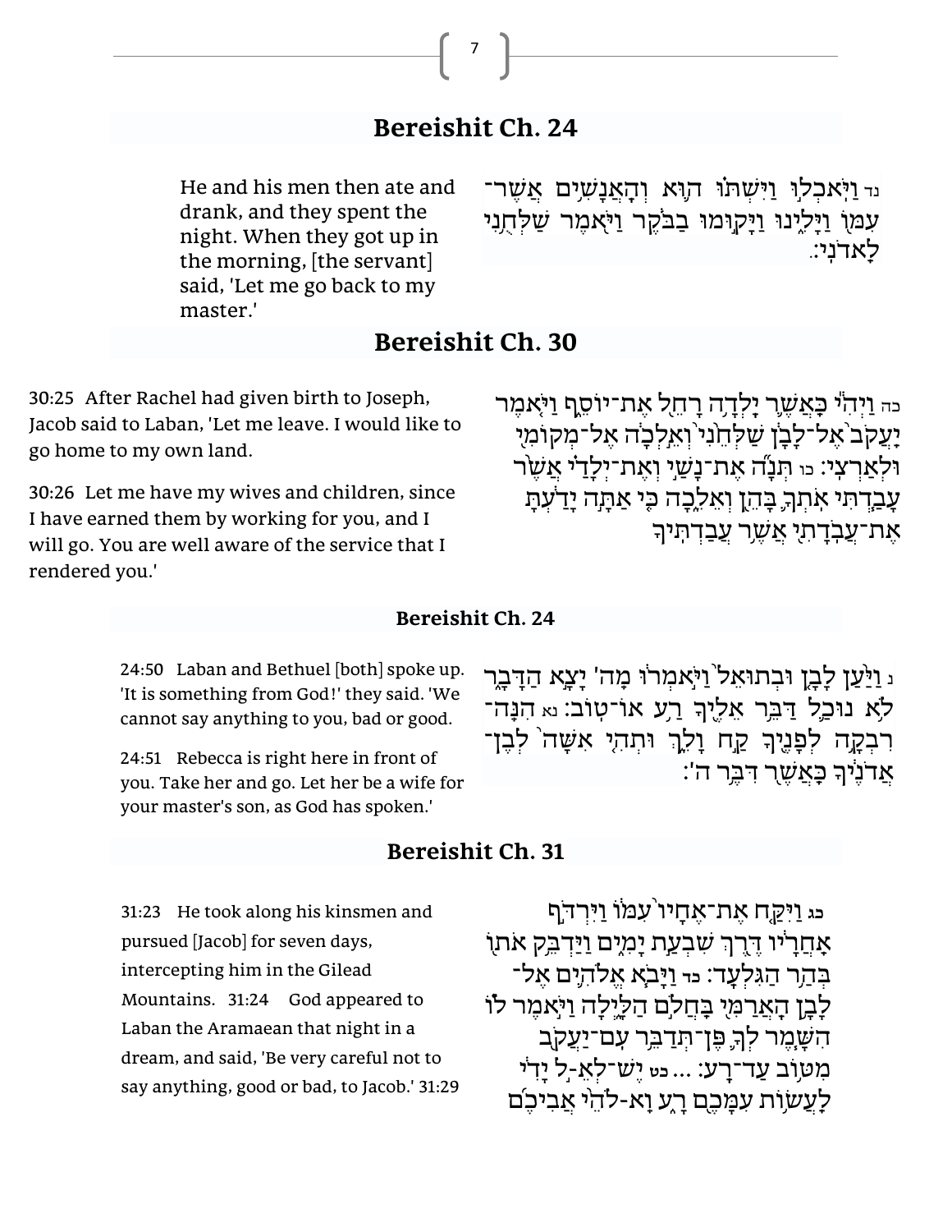## Bereishit Ch. 24

He and his men then ate and drank, and they spent the night. When they got up in the morning, [the servant] said, 'Let me go back to my master.'

נד וַיֹּאכְלוּ וַיִּשְׁתּוּ הוּא וְהָאֲנָשִׁים אֲשֶׁר־עִמּוֹ וַיָּלִינוּ וַיָּקוּמוּ בַבֹּקֶר וַיֹּאמֶר שַׁלְּחֻנִי לַאדֹנִי׃

## Bereishit Ch. 30

30:25 After Rachel had given birth to Joseph, Jacob said to Laban, 'Let me leave. I would like to go home to my own land.

30:26 Let me have my wives and children, since I have earned them by working for you, and I will go. You are well aware of the service that I rendered you.'

כה וַיְהִי כַּאֲשֶׁר יָלְדָה רָחֵל אֶת־יוֹסֵף וַיֹּאמֶר יַעֲקֹב אֶל־לָבָן שַׁלְּחֵנִי וְאֵלְכָה אֶל־מְקוֹמִי וּלְאַרְצִי׃ כו תְּנָה אֶת־נָשַׁי וְאֶת־יְלָדַי אֲשֶׁר עָבַדְתִּי אֹתְךָ בָּהֵן וְאֵלֵכָה כִּי אַתָּה יָדַעְתָּ אֶת־עֲבֹדָתִי אֲשֶׁר עֲבַדְתִּיךָ

### Bereishit Ch. 24

24:50 Laban and Bethuel [both] spoke up. 'It is something from God!' they said. 'We cannot say anything to you, bad or good.

24:51 Rebecca is right here in front of you. Take her and go. Let her be a wife for your master's son, as God has spoken.'

נ וַיַּעַן לָבָן וּבְתוּאֵל וַיֹּאמְרוּ מֵה' יָצָא הַדָּבָר לֹא נוּכַל דַּבֵּר אֵלֶיךָ רַע אוֹ־טוֹב׃ נא הִנֵּה־רִבְקָה לְפָנֶיךָ קַח וָלֵךְ וּתְהִי אִשָּׁה לְבֶן־אֲדֹנֶיךָ כַּאֲשֶׁר דִּבֶּר ה'׃

## Bereishit Ch. 31

31:23 He took along his kinsmen and pursued [Jacob] for seven days, intercepting him in the Gilead Mountains. 31:24 God appeared to Laban the Aramaean that night in a dream, and said, 'Be very careful not to say anything, good or bad, to Jacob.' 31:29

כג וַיִּקַּח אֶת־אֶחָיו עִמּוֹ וַיִּרְדֹּף אַחֲרָיו דֶּרֶךְ שִׁבְעַת יָמִים וַיַּדְבֵּק אֹתוֹ בְּהַר הַגִּלְעָד׃ כד וַיָּבֹא אֱלֹהִים אֶל־לָבָן הָאֲרַמִּי בַּחֲלֹם הַלָּיְלָה וַיֹּאמֶר לוֹ הִשָּׁמֶר לְךָ פֶּן־תְּדַבֵּר עִם־יַעֲקֹב מִטּוֹב עַד־רָע׃ ... כט יֶשׁ־לְאֵ-ל יָדִי לַעֲשׂוֹת עִמָּכֶם רָע וֵא-לֹהֵי אֲבִיכֶם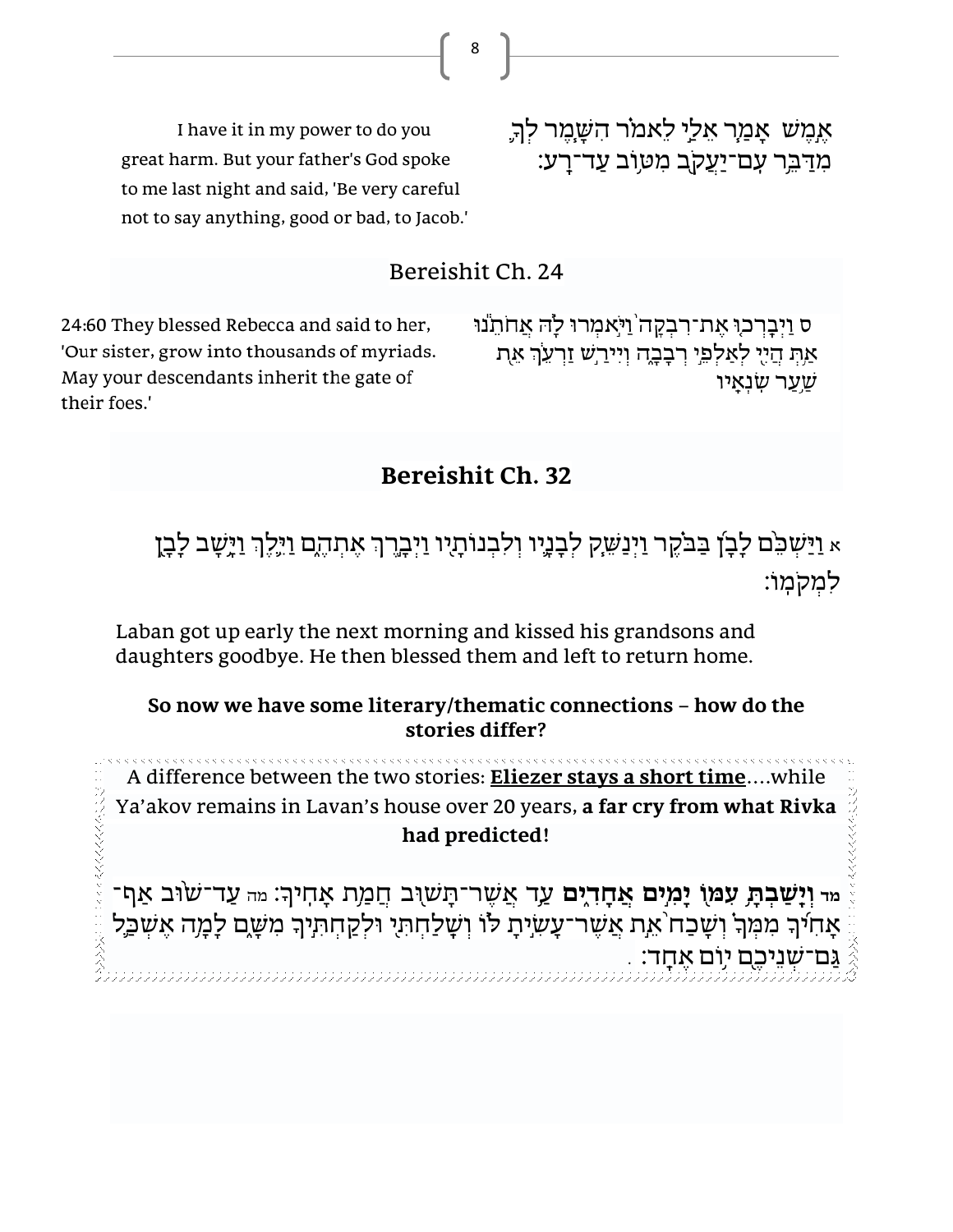אֶמֶשׁ אָמַר אֵלַי לֵאמֹר הִשָּׁמֶר לְךָ מִדַּבֵּר עִם־יַעֲקֹב מִטּוֹב עַד־רָע׃

I have it in my power to do you great harm. But your father's God spoke to me last night and said, 'Be very careful not to say anything, good or bad, to Jacob.'

## Bereishit Ch. 24

ס וַיְבָרְכוּ אֶת־רִבְקָה וַיֹּאמְרוּ לָהּ אֲחֹתֵנוּ אַתְּ הֲיִי לְאַלְפֵי רְבָבָה וְיִירַשׁ זַרְעֵךְ אֵת שַׁעַר שֹׂנְאָיו

24:60 They blessed Rebecca and said to her, 'Our sister, grow into thousands of myriads. May your descendants inherit the gate of their foes.'

## Bereishit Ch. 32

א וַיַּשְׁכֵּם לָבָן בַּבֹּקֶר וַיְנַשֵּׁק לְבָנָיו וְלִבְנוֹתָיו וַיְבָרֶךְ אֶתְהֶם וַיֵּלֶךְ וַיָּשָׁב לָבָן לִמְקֹמוֹ׃

Laban got up early the next morning and kissed his grandsons and daughters goodbye. He then blessed them and left to return home.

**So now we have some literary/thematic connections – how do the stories differ?**

A difference between the two stories: **Eliezer stays a short time**....while Ya'akov remains in Lavan's house over 20 years, **a far cry from what Rivka had predicted!**

מד **וְיָשַׁבְתָּ עִמּוֹ יָמִים אֲחָדִים** עַד אֲשֶׁר־תָּשׁוּב חֲמַת אָחִיךָ׃ מה עַד־שׁוּב אַף־אָחִיךָ מִמְּךָ וְשָׁכַח אֵת אֲשֶׁר־עָשִׂיתָ לּוֹ וְשָׁלַחְתִּי וּלְקַחְתִּיךָ מִשָּׁם לָמָה אֶשְׁכַּל גַּם־שְׁנֵיכֶם יוֹם אֶחָד׃ .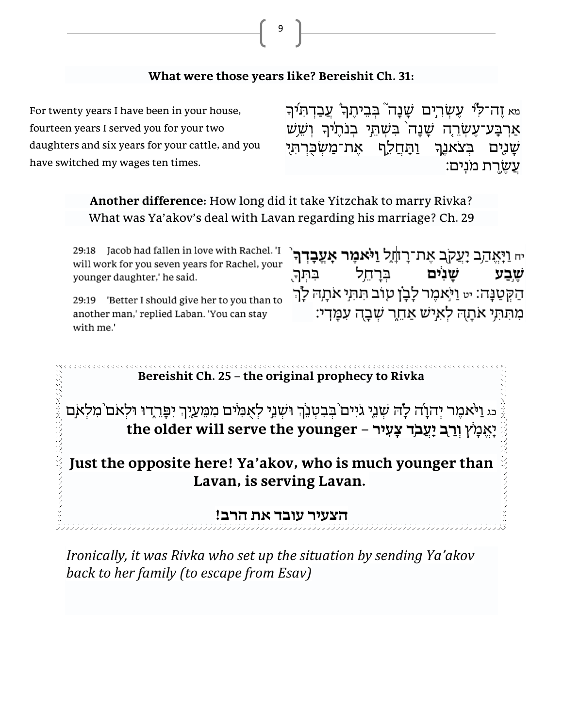**What were those years like? Bereishit Ch. 31:**

For twenty years I have been in your house, fourteen years I served you for your two daughters and six years for your cattle, and you have switched my wages ten times.

מא זֶה־לִּ֞י עֶשְׂרִ֣ים שָׁנָה֮ בְּבֵיתֶךָ֒ עֲבַדְתִּ֜יךָ אַרְבַּע־עֶשְׂרֵ֤ה שָׁנָה֙ בִּשְׁתֵּ֣י בְנֹתֶ֔יךָ וְשֵׁ֥שׁ שָׁנִ֖ים בְּצֹאנֶ֑ךָ וַתַּחֲלֵ֥ף אֶת־מַשְׂכֻּרְתִּ֖י עֲשֶׂ֥רֶת מֹנִֽים׃

**Another difference:** How long did it take Yitzchak to marry Rivka? What was Ya'akov's deal with Lavan regarding his marriage? Ch. 29

29:18 Jacob had fallen in love with Rachel. 'I will work for you seven years for Rachel, your younger daughter,' he said.

29:19 'Better I should give her to you than to another man,' replied Laban. 'You can stay with me.'

יח וַיֶּאֱהַ֥ב יַעֲקֹ֖ב אֶת־רָחֵ֑ל **וַיֹּ֗אמֶר אֶֽעֱבָדְךָ֙ שֶׁ֣בַע שָׁנִ֔ים** בְּרָחֵ֥ל בִּתְּךָ֖ הַקְּטַנָּֽה׃ יט וַיֹּ֣אמֶר לָבָ֗ן ט֚וֹב תִּתִּ֣י אֹתָ֣הּ לָ֔ךְ מִתִּתִּ֥י אֹתָ֖הּ לְאִ֣ישׁ אַחֵ֑ר שְׁבָ֖ה עִמָּדִֽי׃

**Bereishit Ch. 25 – the original prophecy to Rivka**

כג וַיֹּאמֶר יְהוָה לָהּ שְׁנֵי גֹיִים בְּבִטְנֵךְ וּשְׁנֵי לְאֻמִּים מִמֵּעַיִךְ יִפָּרֵדוּ וּלְאֹם מִלְאֹם יֶאֱמָץ **וְרַב יַעֲבֹד צָעִיר – the older will serve the younger**

**Just the opposite here! Ya'akov, who is much younger than Lavan, is serving Lavan.**

**הצעיר עובד את הרב!**

*Ironically, it was Rivka who set up the situation by sending Ya'akov back to her family (to escape from Esav)*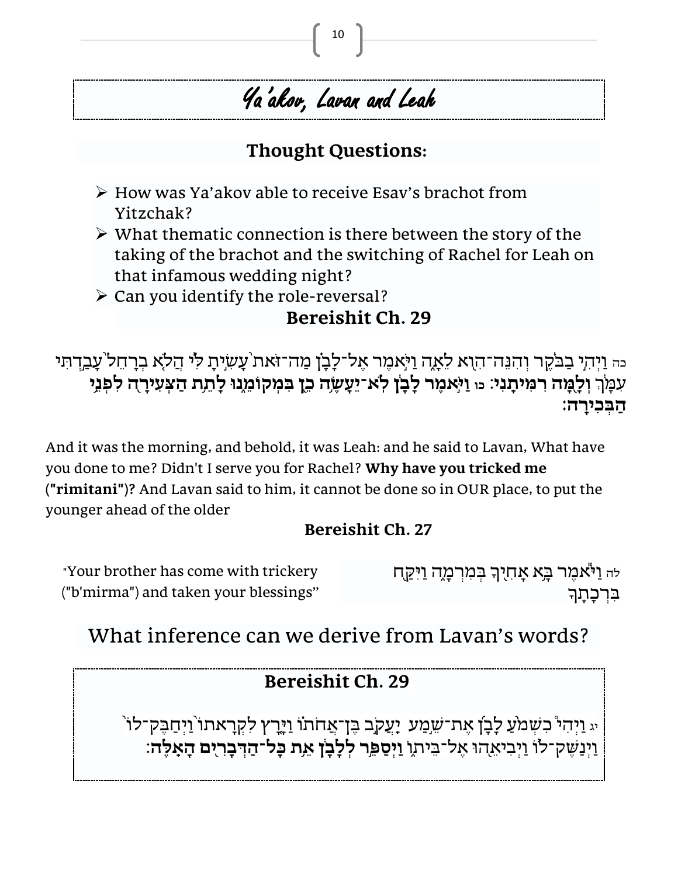# Ya'akov, Lavan and Leah

## Thought Questions:

- How was Ya'akov able to receive Esav's brachot from Yitzchak?
- What thematic connection is there between the story of the taking of the brachot and the switching of Rachel for Leah on that infamous wedding night?
- Can you identify the role-reversal?

### Bereishit Ch. 29

כה וַיְהִי בַבֹּקֶר וְהִנֵּה־הִוא לֵאָה וַיֹּאמֶר אֶל־לָבָן מַה־זֹּאת עָשִׂיתָ לִּי הֲלֹא בְרָחֵל עָבַדְתִּי עִמָּךְ **וְלָמָּה רִמִּיתָנִי**: כו וַיֹּאמֶר לָבָן **לֹא־יֵעָשֶׂה כֵן בִּמְקוֹמֵנוּ לָתֵת הַצְּעִירָה לִפְנֵי הַבְּכִירָה**:

And it was the morning, and behold, it was Leah: and he said to Lavan, What have you done to me? Didn't I serve you for Rachel? **Why have you tricked me ("rimitani")?** And Lavan said to him, it cannot be done so in OUR place, to put the younger ahead of the older

### Bereishit Ch. 27

לה וַיֹּאמֶר בָּא אָחִיךָ בְּמִרְמָה וַיִּקַּח בִּרְכָתֶךָ

"Your brother has come with trickery ("b'mirma") and taken your blessings"

## What inference can we derive from Lavan's words?

### Bereishit Ch. 29

יג וַיְהִי כִשְׁמֹעַ לָבָן אֶת־שֵׁמַע יַעֲקֹב בֶּן־אֲחֹתוֹ וַיָּרָץ לִקְרָאתוֹ וַיְחַבֶּק־לוֹ וַיְנַשֶּׁק־לוֹ וַיְבִיאֵהוּ אֶל־בֵּיתוֹ **וַיְסַפֵּר לְלָבָן אֵת כָּל־הַדְּבָרִים הָאֵלֶּה**: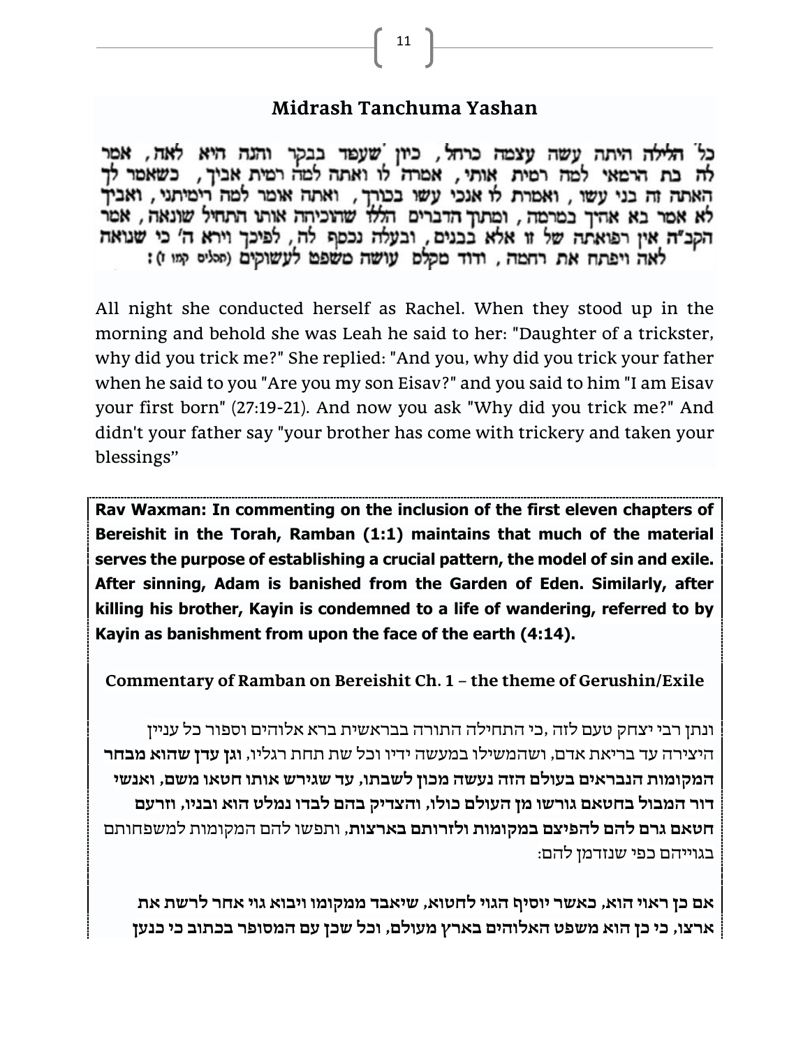## Midrash Tanchuma Yashan

כל הלילה היתה עשה עצמה כרחל, כיון שעמד בבקר והנה היא לאה, אמר לה בת הרמאי למה רמית אותי, אמרה לו ואתה למה רמית אביך, כשאמר לך האתה זה בני עשו, ואמרת לו אנכי עשו בכורך, ואתה אומר למה רימיתני, ואביך לא אמר בא אחיך במרמה, ומתוך הדברים הללו שהוכיחה אותו התחיל שונאה, אמר הקב"ה אין רפואתה של זו אלא בבנים, ובעלה נכסף לה, לפיכך וירא ה' כי שנואה לאה ויפתח את רחמה, ודוד מקלס עושה משפט לעשוקים (תהלים קמו ז):

All night she conducted herself as Rachel. When they stood up in the morning and behold she was Leah he said to her: "Daughter of a trickster, why did you trick me?" She replied: "And you, why did you trick your father when he said to you "Are you my son Eisav?" and you said to him "I am Eisav your first born" (27:19-21). And now you ask "Why did you trick me?" And didn't your father say "your brother has come with trickery and taken your blessings"

**Rav Waxman: In commenting on the inclusion of the first eleven chapters of Bereishit in the Torah, Ramban (1:1) maintains that much of the material serves the purpose of establishing a crucial pattern, the model of sin and exile. After sinning, Adam is banished from the Garden of Eden. Similarly, after killing his brother, Kayin is condemned to a life of wandering, referred to by Kayin as banishment from upon the face of the earth (4:14).**

### Commentary of Ramban on Bereishit Ch. 1 – the theme of Gerushin/Exile

ונתן רבי יצחק טעם לזה ,כי התחילה התורה בבראשית ברא אלוהים וספור כל עניין היצירה עד בריאת אדם, ושהמשילו במעשה ידיו וכל שת תחת רגליו, **וגן עדן שהוא מבחר המקומות הנבראים בעולם הזה נעשה מכון לשבתו, עד שגירש אותו חטאו משם, ואנשי דור המבול בחטאם גורשו מן העולם כולו, והצדיק בהם לבדו נמלט הוא ובניו, וזרעם חטאם גרם להם להפיצם במקומות ולזורתם בארצות**, ותפשו להם המקומות למשפחותם בגוייהם כפי שנזדמן להם:

**אם כן ראוי הוא, כאשר יוסיף הגוי לחטוא, שיאבד ממקומו ויבוא גוי אחר לרשת את ארצו, כי כן הוא משפט האלוהים בארץ מעולם, וכל שכן עם המסופר בכתוב כי כנען**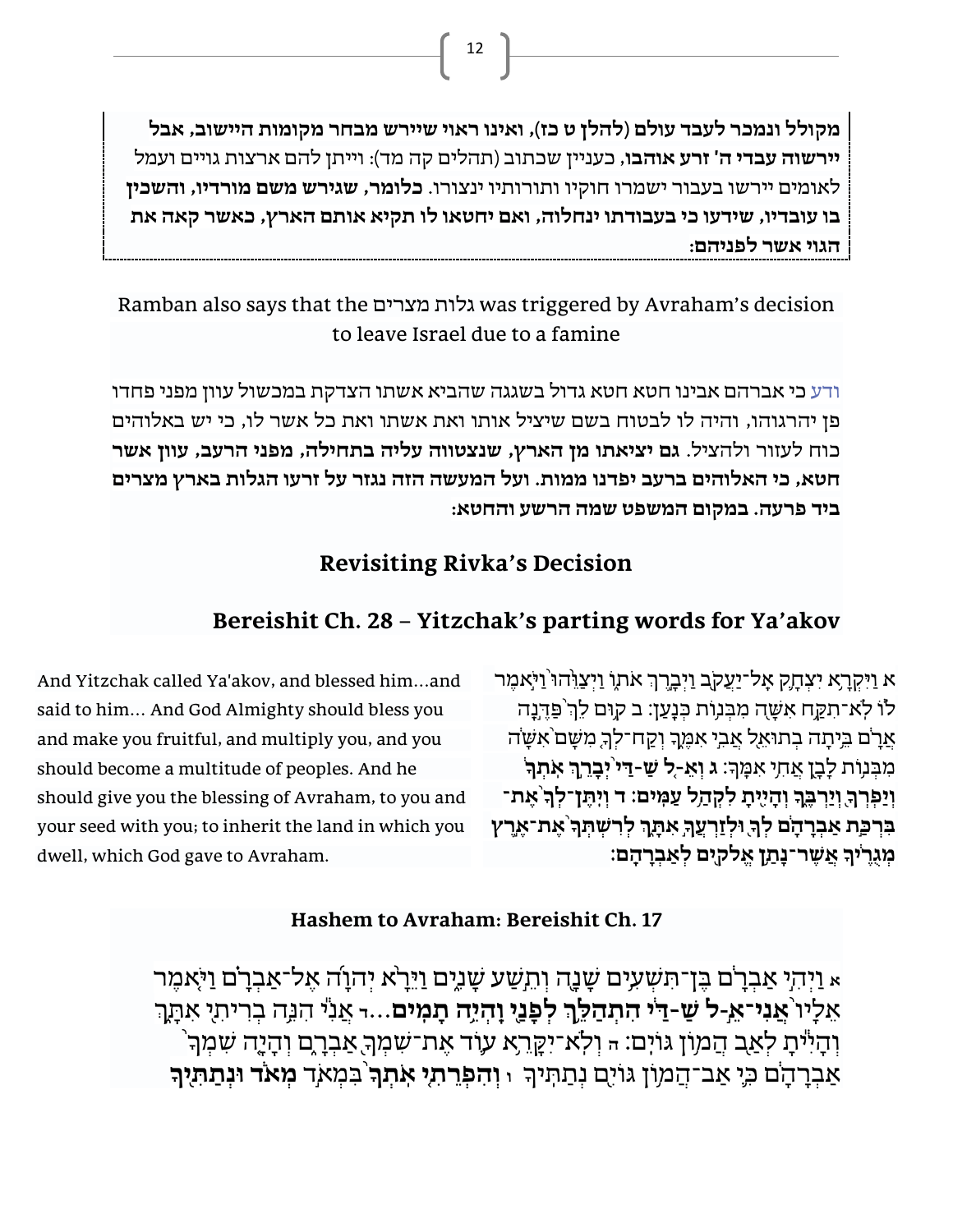**מקולל ונמכר לעבד עולם** (להלן ט כז), **ואינו ראוי שיירש מבחר מקומות היישוב, אבל יירשוה עבדי ה' זרע אוהבו**, כעניין שכתוב (תהלים קה מד): וייתן להם ארצות גויים ועמל לאומים יירשו בעבור ישמרו חוקיו ותורותיו ינצורו. **כלומר, שגירש משם מורדיו, והשכין בו עובדיו, שידעו כי בעבודתו ינחלוה, ואם יחטאו לו תקיא אותם הארץ, כאשר קאה את הגוי אשר לפניהם:**

Ramban also says that the גלות מצרים was triggered by Avraham's decision to leave Israel due to a famine

ודע כי אברהם אבינו חטא חטא גדול בשגגה שהביא אשתו הצדקת במכשול עוון מפני פחדו פן יהרגוהו, והיה לו לבטוח בשם שיציל אותו ואת אשתו ואת כל אשר לו, כי יש באלוהים כוח לעזור ולהציל. **גם יציאתו מן הארץ, שנצטווה עליה בתחילה, מפני הרעב, עוון אשר חטא, כי האלוהים ברעב יפדנו ממות. ועל המעשה הזה נגזר על זרעו הגלות בארץ מצרים ביד פרעה. במקום המשפט שמה הרשע והחטא:**

## Revisiting Rivka's Decision

## Bereishit Ch. 28 – Yitzchak's parting words for Ya'akov

א וַיִּקְרָא יִצְחָק אֶל־יַעֲקֹב וַיְבָרֶךְ אֹתוֹ וַיְצַוֵּהוּ וַיֹּאמֶר לוֹ לֹא־תִקַּח אִשָּׁה מִבְּנוֹת כְּנָעַן׃ ב קוּם לֵךְ פַּדֶּנָה אֲרָם בֵּיתָה בְתוּאֵל אֲבִי אִמֶּךָ וְקַח־לְךָ מִשָּׁם אִשָּׁה מִבְּנוֹת לָבָן אֲחִי אִמֶּךָ׃ ג **וְאֵ-ל שַׁ-דַּי יְבָרֵךְ אֹתְךָ וְיַפְרְךָ וְיַרְבֶּךָ וְהָיִיתָ לִקְהַל עַמִּים׃ ד וְיִתֶּן־לְךָ אֶת־בִּרְכַּת אַבְרָהָם לְךָ וּלְזַרְעֲךָ אִתָּךְ לְרִשְׁתְּךָ אֶת־אֶרֶץ מְגֻרֶיךָ אֲשֶׁר־נָתַן אֱלֹקִים לְאַבְרָהָם׃**

And Yitzchak called Ya'akov, and blessed him…and said to him… And God Almighty should bless you and make you fruitful, and multiply you, and you should become a multitude of peoples. And he should give you the blessing of Avraham, to you and your seed with you; to inherit the land in which you dwell, which God gave to Avraham.

### Hashem to Avraham: Bereishit Ch. 17

א וַיְהִי אַבְרָם בֶּן־תִּשְׁעִים שָׁנָה וְתֵשַׁע שָׁנִים וַיֵּרָא יְהוָה אֶל־אַבְרָם וַיֹּאמֶר אֵלָיו **אֲנִי־אֵ-ל שַׁ-דַּי הִתְהַלֵּךְ לְפָנַי וֶהְיֵה תָמִים**...ד אֲנִי הִנֵּה בְרִיתִי אִתָּךְ וְהָיִיתָ לְאַב הֲמוֹן גּוֹיִם׃ ה וְלֹא־יִקָּרֵא עוֹד אֶת־שִׁמְךָ אַבְרָם וְהָיָה שִׁמְךָ אַבְרָהָם כִּי אַב־הֲמוֹן גּוֹיִם נְתַתִּיךָ ו **וְהִפְרֵתִי אֹתְךָ** בִּמְאֹד **מְאֹד וּנְתַתִּיךָ**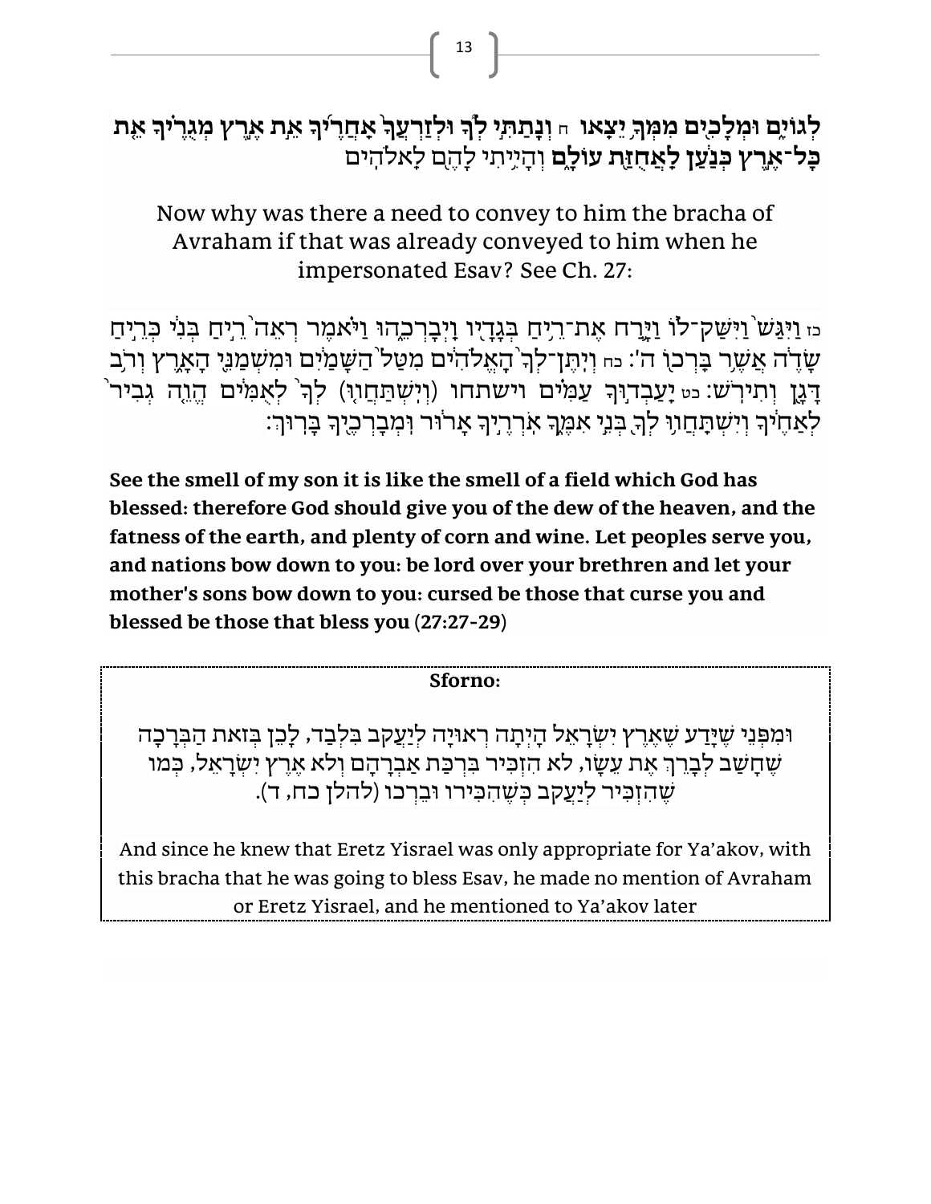**לְגוֹיִ֑ם וּמְלָכִ֖ים מִמְּךָ֥ יֵצֵֽאוּ** ח **וְנָתַתִּ֨י לְךָ֜ וּלְזַרְעֲךָ֣ אַחֲרֶ֗יךָ אֵ֣ת ׀ אֶ֣רֶץ מְגֻרֶ֗יךָ אֵ֚ת כָּל־אֶ֣רֶץ כְּנַ֔עַן לַאֲחֻזַּ֖ת עוֹלָ֑ם** וְהָיִ֥יתִי לָהֶ֖ם לֵאלֹהִֽים

Now why was there a need to convey to him the bracha of Avraham if that was already conveyed to him when he impersonated Esav? See Ch. 27:

כז וַיִּגַּשׁ֙ וַיִּשַּׁק־ל֔וֹ וַיָּ֛רַח אֶת־רֵ֥יחַ בְּגָדָ֖יו וַֽיְבָרְכֵ֑הוּ וַיֹּ֗אמֶר רְאֵה֙ רֵ֣יחַ בְּנִ֔י כְּרֵ֣יחַ שָׂדֶ֔ה אֲשֶׁ֥ר בֵּרְכ֖וֹ ה': כח וְיִֽתֶּן־לְךָ֙ הָאֱלֹהִ֔ים מִטַּל֙ הַשָּׁמַ֔יִם וּמִשְׁמַנֵּ֖י הָאָ֑רֶץ וְרֹ֥ב דָּגָ֖ן וְתִירֹֽשׁ: כט יַֽעַבְד֣וּךָ עַמִּ֗ים וישתחו (וְיִשְׁתַּחֲו֤וּ) לְךָ֙ לְאֻמִּ֔ים הֱוֵ֤ה גְבִיר֙ לְאַחֶ֔יךָ וְיִשְׁתַּחֲו֥וּ לְךָ֖ בְּנֵ֣י אִמֶּ֑ךָ אֹרְרֶ֣יךָ אָר֔וּר וּֽמְבָרְכֶ֖יךָ בָּרֽוּךְ:

**See the smell of my son it is like the smell of a field which God has blessed: therefore God should give you of the dew of the heaven, and the fatness of the earth, and plenty of corn and wine. Let peoples serve you, and nations bow down to you: be lord over your brethren and let your mother's sons bow down to you: cursed be those that curse you and blessed be those that bless you (27:27-29)**

**Sforno:**

וּמִפְּנֵי שֶׁיָּדַע שֶׁאֶרֶץ יִשְׂרָאֵל הָיְתָה רְאוּיָה לְיַעֲקֹב בִּלְבַד, לָכֵן בְּזֹאת הַבְּרָכָה שֶׁחָשַׁב לְבָרֵךְ אֶת עֵשָׂו, לֹא הִזְכִּיר בִּרְכַּת אַבְרָהָם וְלֹא אֶרֶץ יִשְׂרָאֵל, כְּמוֹ שֶׁהִזְכִּיר לְיַעֲקֹב כְּשֶׁהִכִּירוֹ וּבֵרְכוֹ (להלן כח, ד).

And since he knew that Eretz Yisrael was only appropriate for Ya'akov, with this bracha that he was going to bless Esav, he made no mention of Avraham or Eretz Yisrael, and he mentioned to Ya'akov later